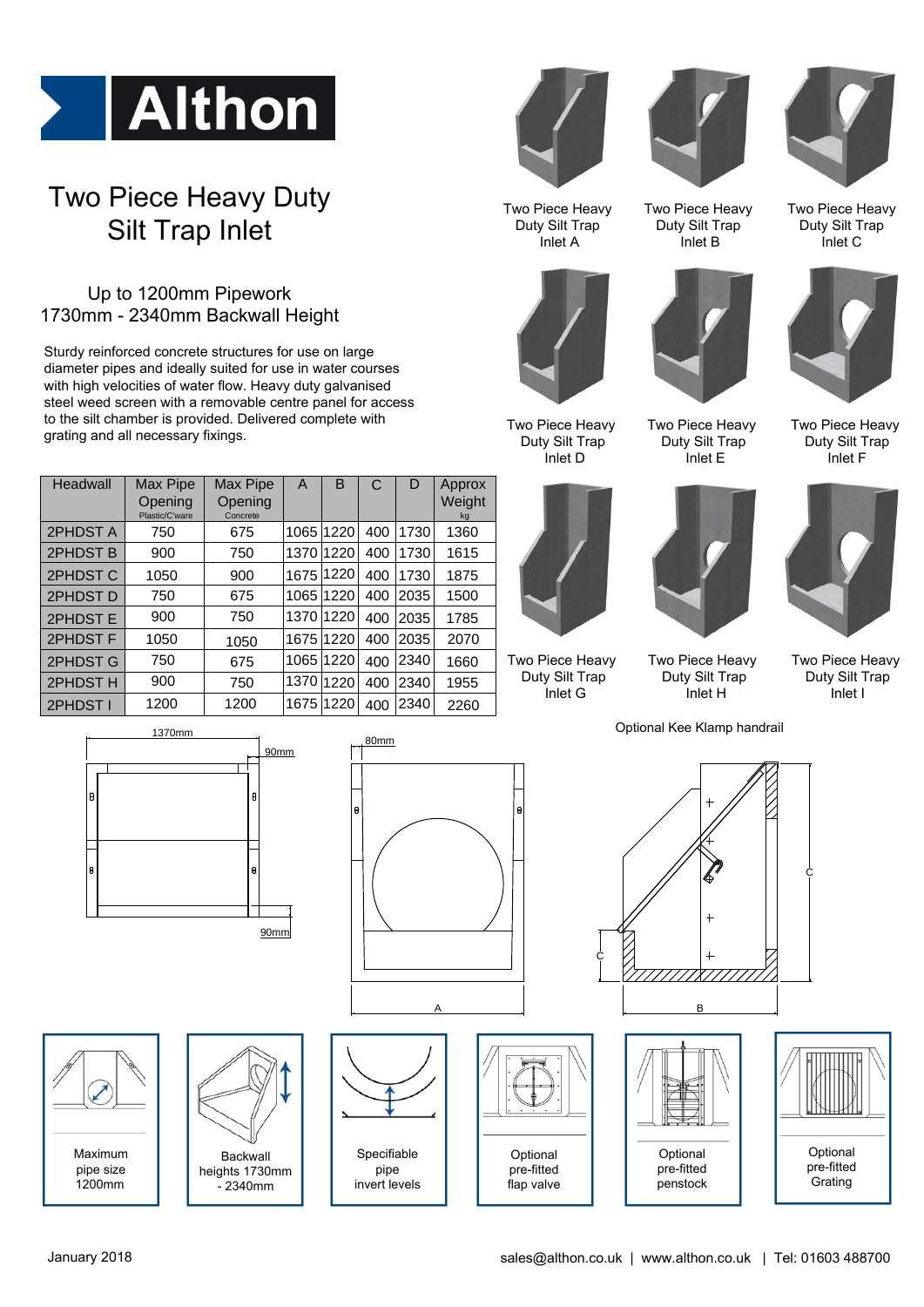# Althon

## Two Piece Heavy Duty Silt Trap Inlet

### Up to 1200mm Pipework
### 1730mm - 2340mm Backwall Height

Sturdy reinforced concrete structures for use on large diameter pipes and ideally suited for use in water courses with high velocities of water flow. Heavy duty galvanised steel weed screen with a removable centre panel for access to the silt chamber is provided. Delivered complete with grating and all necessary fixings.

| Headwall | Max Pipe Opening (Plastic/C'ware) | Max Pipe Opening (Concrete) | A | B | C | D | Approx Weight (kg) |
|---|---|---|---|---|---|---|---|
| 2PHDST A | 750 | 675 | 1065 | 1220 | 400 | 1730 | 1360 |
| 2PHDST B | 900 | 750 | 1370 | 1220 | 400 | 1730 | 1615 |
| 2PHDST C | 1050 | 900 | 1675 | 1220 | 400 | 1730 | 1875 |
| 2PHDST D | 750 | 675 | 1065 | 1220 | 400 | 2035 | 1500 |
| 2PHDST E | 900 | 750 | 1370 | 1220 | 400 | 2035 | 1785 |
| 2PHDST F | 1050 | 1050 | 1675 | 1220 | 400 | 2035 | 2070 |
| 2PHDST G | 750 | 675 | 1065 | 1220 | 400 | 2340 | 1660 |
| 2PHDST H | 900 | 750 | 1370 | 1220 | 400 | 2340 | 1955 |
| 2PHDST I | 1200 | 1200 | 1675 | 1220 | 400 | 2340 | 2260 |

Two Piece Heavy Duty Silt Trap Inlet A

Two Piece Heavy Duty Silt Trap Inlet B

Two Piece Heavy Duty Silt Trap Inlet C

Two Piece Heavy Duty Silt Trap Inlet D

Two Piece Heavy Duty Silt Trap Inlet E

Two Piece Heavy Duty Silt Trap Inlet F

Two Piece Heavy Duty Silt Trap Inlet G

Two Piece Heavy Duty Silt Trap Inlet H

Two Piece Heavy Duty Silt Trap Inlet I

1370mm, 90mm, 90mm

80mm, A

Optional Kee Klamp handrail

C, C, B

Maximum pipe size 1200mm

Backwall heights 1730mm - 2340mm

Specifiable pipe invert levels

Optional pre-fitted flap valve

Optional pre-fitted penstock

Optional pre-fitted Grating

January 2018

sales@althon.co.uk | www.althon.co.uk | Tel: 01603 488700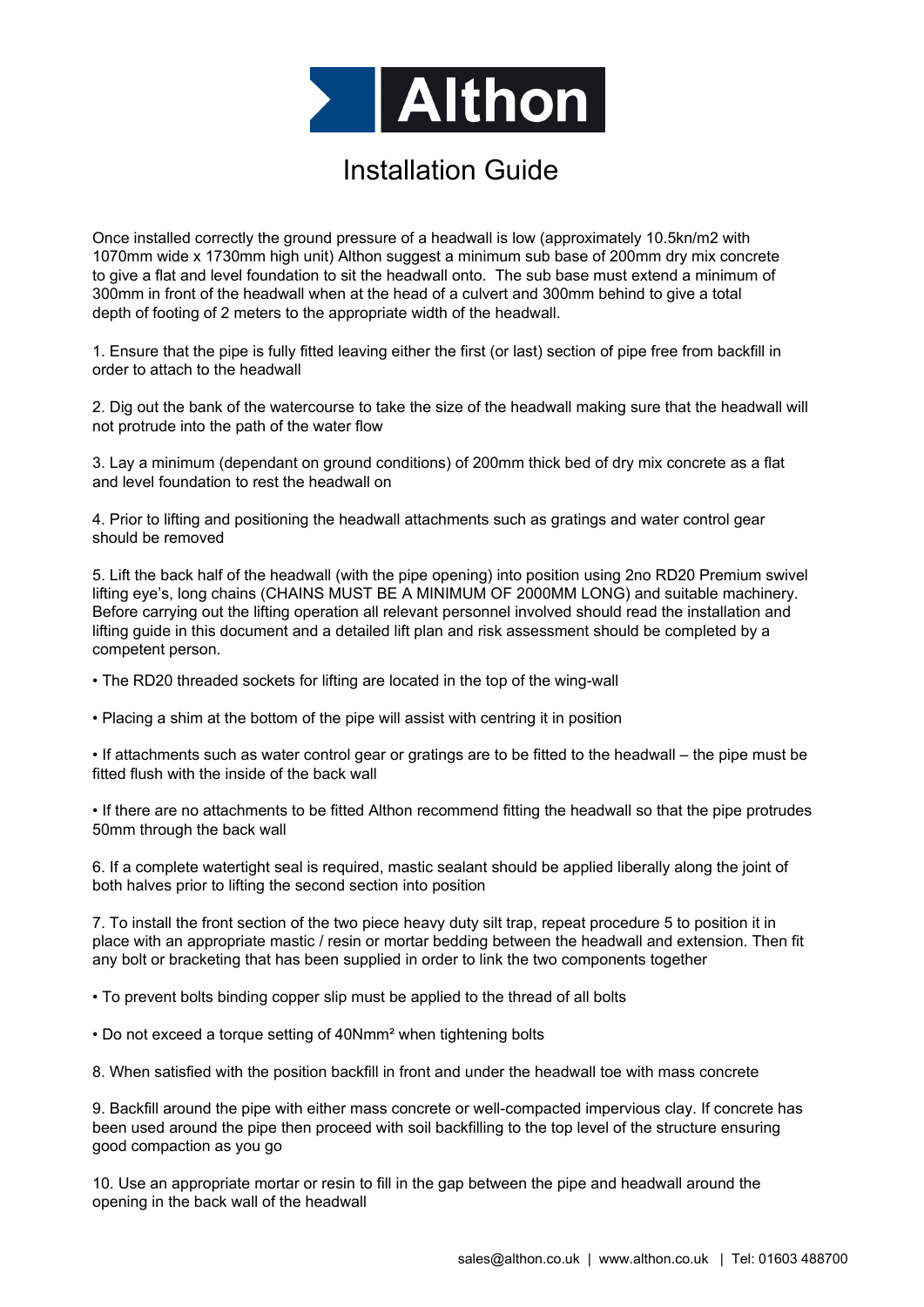# Althon

## Installation Guide

Once installed correctly the ground pressure of a headwall is low (approximately 10.5kn/m2 with 1070mm wide x 1730mm high unit) Althon suggest a minimum sub base of 200mm dry mix concrete to give a flat and level foundation to sit the headwall onto. The sub base must extend a minimum of 300mm in front of the headwall when at the head of a culvert and 300mm behind to give a total depth of footing of 2 meters to the appropriate width of the headwall.

1. Ensure that the pipe is fully fitted leaving either the first (or last) section of pipe free from backfill in order to attach to the headwall

2. Dig out the bank of the watercourse to take the size of the headwall making sure that the headwall will not protrude into the path of the water flow

3. Lay a minimum (dependant on ground conditions) of 200mm thick bed of dry mix concrete as a flat and level foundation to rest the headwall on

4. Prior to lifting and positioning the headwall attachments such as gratings and water control gear should be removed

5. Lift the back half of the headwall (with the pipe opening) into position using 2no RD20 Premium swivel lifting eye's, long chains (CHAINS MUST BE A MINIMUM OF 2000MM LONG) and suitable machinery. Before carrying out the lifting operation all relevant personnel involved should read the installation and lifting guide in this document and a detailed lift plan and risk assessment should be completed by a competent person.

- The RD20 threaded sockets for lifting are located in the top of the wing-wall
- Placing a shim at the bottom of the pipe will assist with centring it in position
- If attachments such as water control gear or gratings are to be fitted to the headwall – the pipe must be fitted flush with the inside of the back wall
- If there are no attachments to be fitted Althon recommend fitting the headwall so that the pipe protrudes 50mm through the back wall

6. If a complete watertight seal is required, mastic sealant should be applied liberally along the joint of both halves prior to lifting the second section into position

7. To install the front section of the two piece heavy duty silt trap, repeat procedure 5 to position it in place with an appropriate mastic / resin or mortar bedding between the headwall and extension. Then fit any bolt or bracketing that has been supplied in order to link the two components together

- To prevent bolts binding copper slip must be applied to the thread of all bolts
- Do not exceed a torque setting of 40Nmm² when tightening bolts

8. When satisfied with the position backfill in front and under the headwall toe with mass concrete

9. Backfill around the pipe with either mass concrete or well-compacted impervious clay. If concrete has been used around the pipe then proceed with soil backfilling to the top level of the structure ensuring good compaction as you go

10. Use an appropriate mortar or resin to fill in the gap between the pipe and headwall around the opening in the back wall of the headwall

sales@althon.co.uk | www.althon.co.uk | Tel: 01603 488700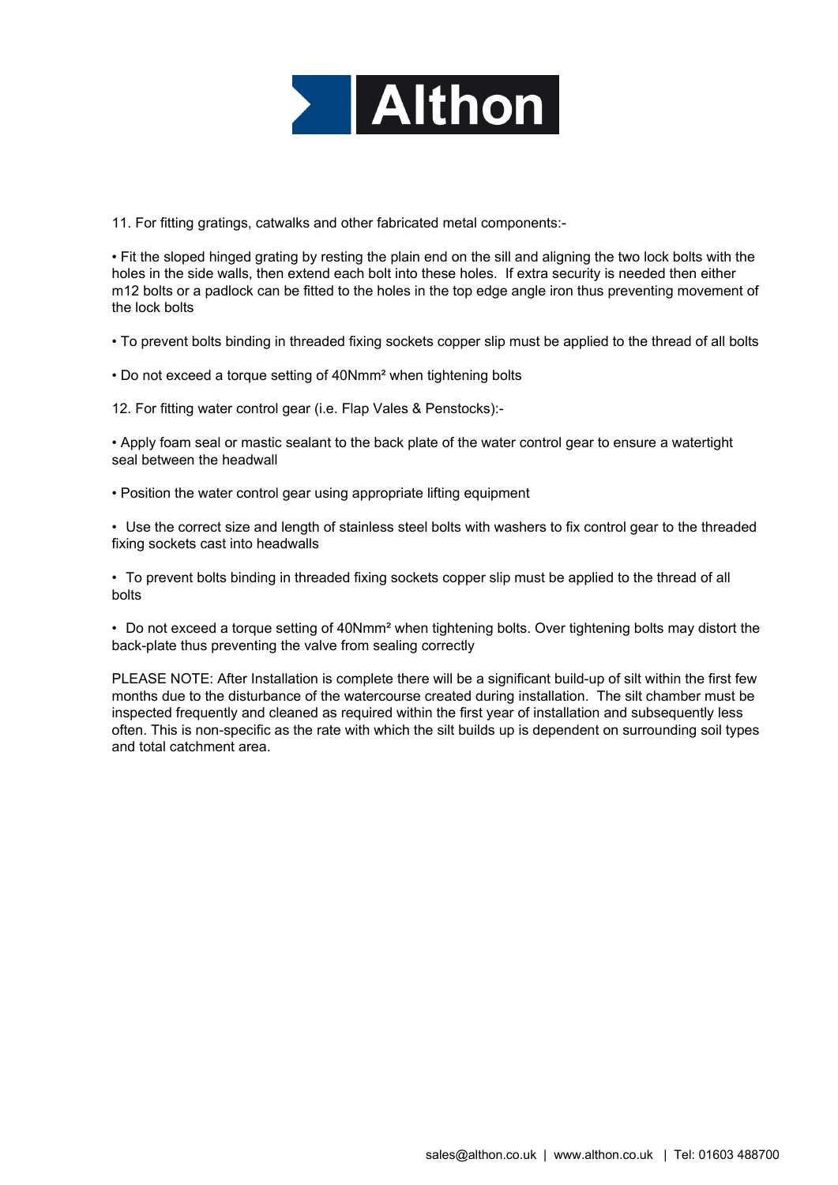11. For fitting gratings, catwalks and other fabricated metal components:-

• Fit the sloped hinged grating by resting the plain end on the sill and aligning the two lock bolts with the holes in the side walls, then extend each bolt into these holes. If extra security is needed then either m12 bolts or a padlock can be fitted to the holes in the top edge angle iron thus preventing movement of the lock bolts

• To prevent bolts binding in threaded fixing sockets copper slip must be applied to the thread of all bolts

• Do not exceed a torque setting of 40Nmm² when tightening bolts

12. For fitting water control gear (i.e. Flap Vales & Penstocks):-

• Apply foam seal or mastic sealant to the back plate of the water control gear to ensure a watertight seal between the headwall

• Position the water control gear using appropriate lifting equipment

• Use the correct size and length of stainless steel bolts with washers to fix control gear to the threaded fixing sockets cast into headwalls

• To prevent bolts binding in threaded fixing sockets copper slip must be applied to the thread of all bolts

• Do not exceed a torque setting of 40Nmm² when tightening bolts. Over tightening bolts may distort the back-plate thus preventing the valve from sealing correctly

PLEASE NOTE: After Installation is complete there will be a significant build-up of silt within the first few months due to the disturbance of the watercourse created during installation. The silt chamber must be inspected frequently and cleaned as required within the first year of installation and subsequently less often. This is non-specific as the rate with which the silt builds up is dependent on surrounding soil types and total catchment area.